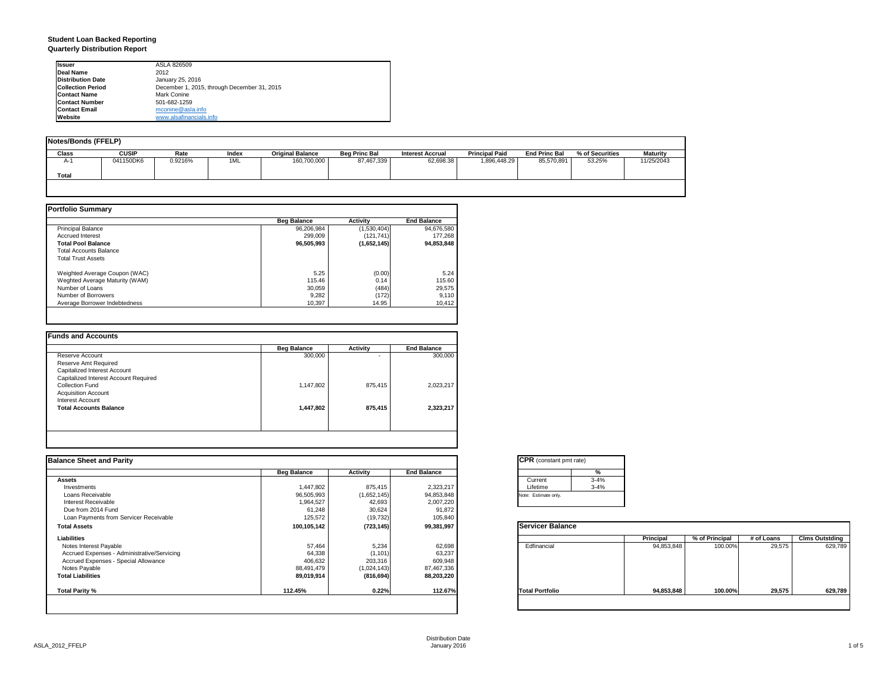# Student Loan Backed Reporting
## Quarterly Distribution Report

| | |
|---|---|
| **Issuer** | ASLA 826509 |
| **Deal Name** | 2012 |
| **Distribution Date** | January 25, 2016 |
| **Collection Period** | December 1, 2015, through December 31, 2015 |
| **Contact Name** | Mark Conine |
| **Contact Number** | 501-682-1259 |
| **Contact Email** | mconine@asla.info |
| **Website** | www.alsafinancials.info |

### Notes/Bonds (FFELP)

| Class | CUSIP | Rate | Index | Original Balance | Beg Princ Bal | Interest Accrual | Principal Paid | End Princ Bal | % of Securities | Maturity |
|---|---|---|---|---|---|---|---|---|---|---|
| A-1 | 041150DK6 | 0.9216% | 1ML | 160,700,000 | 87,467,339 | 62,698.38 | 1,896,448.29 | 85,570,891 | 53.25% | 11/25/2043 |
| **Total** | | | | | | | | | | |

### Portfolio Summary

| | Beg Balance | Activity | End Balance |
|---|---|---|---|
| Principal Balance | 96,206,984 | (1,530,404) | 94,676,580 |
| Accrued Interest | 299,009 | (121,741) | 177,268 |
| **Total Pool Balance** | **96,505,993** | **(1,652,145)** | **94,853,848** |
| Total Accounts Balance | | | |
| Total Trust Assets | | | |
| | | | |
| Weighted Average Coupon (WAC) | 5.25 | (0.00) | 5.24 |
| Weghted Average Maturity (WAM) | 115.46 | 0.14 | 115.60 |
| Number of Loans | 30,059 | (484) | 29,575 |
| Number of Borrowers | 9,282 | (172) | 9,110 |
| Average Borrower Indebtedness | 10,397 | 14.95 | 10,412 |

### Funds and Accounts

| | Beg Balance | Activity | End Balance |
|---|---|---|---|
| Reserve Account | 300,000 | - | 300,000 |
| Reserve Amt Required | | | |
| Capitalized Interest Account | | | |
| Capitalized Interest Account Required | | | |
| Collection Fund | 1,147,802 | 875,415 | 2,023,217 |
| Acquisition Account | | | |
| Interest Account | | | |
| **Total Accounts Balance** | **1,447,802** | **875,415** | **2,323,217** |

### Balance Sheet and Parity

| | Beg Balance | Activity | End Balance |
|---|---|---|---|
| **Assets** | | | |
| Investments | 1,447,802 | 875,415 | 2,323,217 |
| Loans Receivable | 96,505,993 | (1,652,145) | 94,853,848 |
| Interest Receivable | 1,964,527 | 42,693 | 2,007,220 |
| Due from 2014 Fund | 61,248 | 30,624 | 91,872 |
| Loan Payments from Servicer Receivable | 125,572 | (19,732) | 105,840 |
| **Total Assets** | **100,105,142** | **(723,145)** | **99,381,997** |
| **Liabilities** | | | |
| Notes Interest Payable | 57,464 | 5,234 | 62,698 |
| Accrued Expenses - Administrative/Servicing | 64,338 | (1,101) | 63,237 |
| Accrued Expenses - Special Allowance | 406,632 | 203,316 | 609,948 |
| Notes Payable | 88,491,479 | (1,024,143) | 87,467,336 |
| **Total Liabilities** | **89,019,914** | **(816,694)** | **88,203,220** |
| | | | |
| **Total Parity %** | **112.45%** | **0.22%** | **112.67%** |

### CPR (constant pmt rate)

| | % |
|---|---|
| Current | 3-4% |
| Lifetime | 3-4% |

Note: Estimate only.

### Servicer Balance

| | Principal | % of Principal | # of Loans | Clms Outstding |
|---|---|---|---|---|
| Edfinancial | 94,853,848 | 100.00% | 29,575 | 629,789 |
| **Total Portfolio** | **94,853,848** | **100.00%** | **29,575** | **629,789** |

Distribution Date
January 2016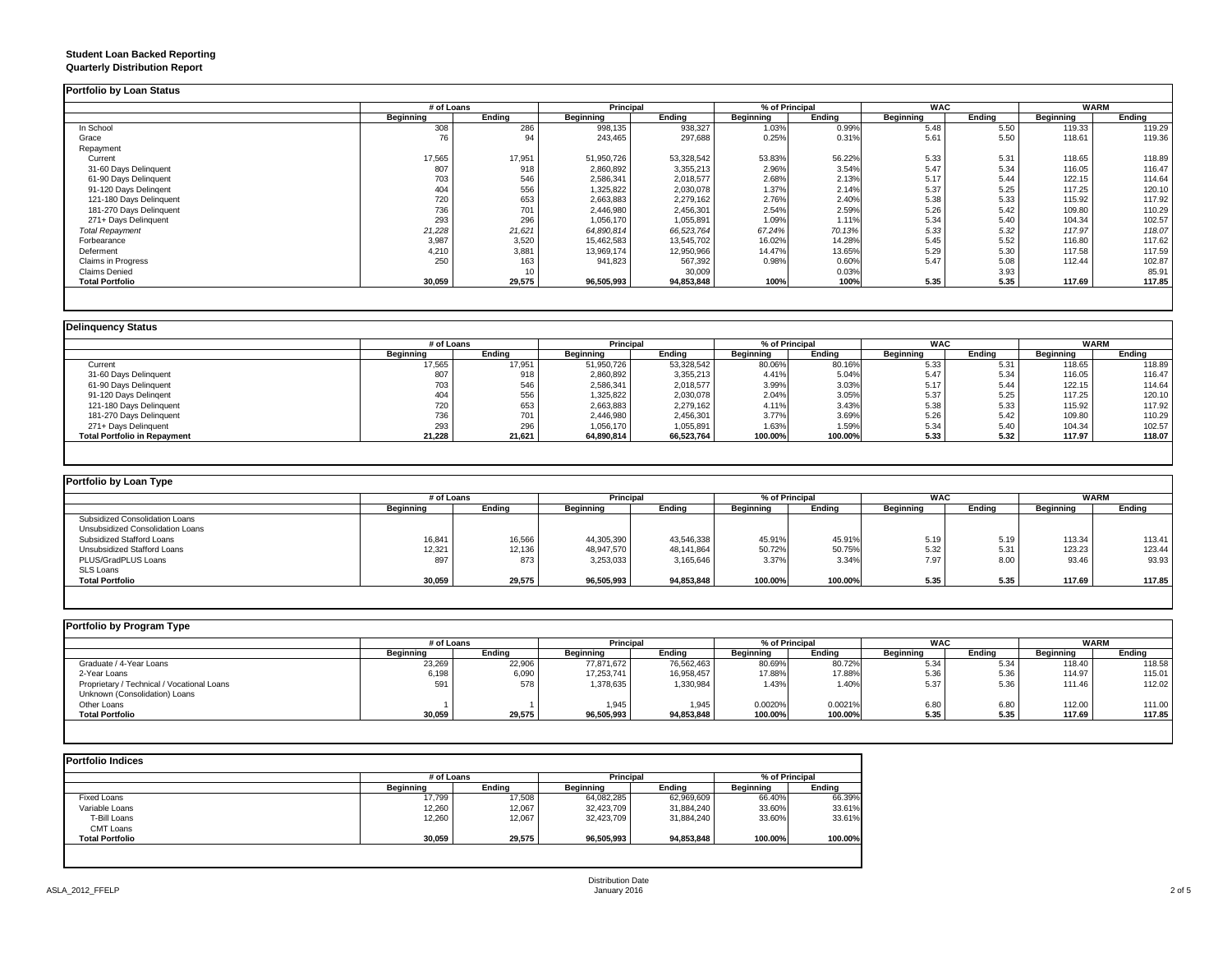**Student Loan Backed Reporting**
**Quarterly Distribution Report**

## Portfolio by Loan Status

| | # of Loans | | Principal | | % of Principal | | WAC | | WARM | |
|---|---|---|---|---|---|---|---|---|---|---|
| | Beginning | Ending | Beginning | Ending | Beginning | Ending | Beginning | Ending | Beginning | Ending |
| In School | 308 | 286 | 998,135 | 938,327 | 1.03% | 0.99% | 5.48 | 5.50 | 119.33 | 119.29 |
| Grace | 76 | 94 | 243,465 | 297,688 | 0.25% | 0.31% | 5.61 | 5.50 | 118.61 | 119.36 |
| Repayment | | | | | | | | | | |
| Current | 17,565 | 17,951 | 51,950,726 | 53,328,542 | 53.83% | 56.22% | 5.33 | 5.31 | 118.65 | 118.89 |
| 31-60 Days Delinquent | 807 | 918 | 2,860,892 | 3,355,213 | 2.96% | 3.54% | 5.47 | 5.34 | 116.05 | 116.47 |
| 61-90 Days Delinquent | 703 | 546 | 2,586,341 | 2,018,577 | 2.68% | 2.13% | 5.17 | 5.44 | 122.15 | 114.64 |
| 91-120 Days Delingent | 404 | 556 | 1,325,822 | 2,030,078 | 1.37% | 2.14% | 5.37 | 5.25 | 117.25 | 120.10 |
| 121-180 Days Delinquent | 720 | 653 | 2,663,883 | 2,279,162 | 2.76% | 2.40% | 5.38 | 5.33 | 115.92 | 117.92 |
| 181-270 Days Delinquent | 736 | 701 | 2,446,980 | 2,456,301 | 2.54% | 2.59% | 5.26 | 5.42 | 109.80 | 110.29 |
| 271+ Days Delinquent | 293 | 296 | 1,056,170 | 1,055,891 | 1.09% | 1.11% | 5.34 | 5.40 | 104.34 | 102.57 |
| *Total Repayment* | *21,228* | *21,621* | *64,890,814* | *66,523,764* | *67.24%* | *70.13%* | *5.33* | *5.32* | *117.97* | *118.07* |
| Forbearance | 3,987 | 3,520 | 15,462,583 | 13,545,702 | 16.02% | 14.28% | 5.45 | 5.52 | 116.80 | 117.62 |
| Deferment | 4,210 | 3,881 | 13,969,174 | 12,950,966 | 14.47% | 13.65% | 5.29 | 5.30 | 117.58 | 117.59 |
| Claims in Progress | 250 | 163 | 941,823 | 567,392 | 0.98% | 0.60% | 5.47 | 5.08 | 112.44 | 102.87 |
| Claims Denied | | 10 | | 30,009 | | 0.03% | | 3.93 | | 85.91 |
| **Total Portfolio** | **30,059** | **29,575** | **96,505,993** | **94,853,848** | **100%** | **100%** | **5.35** | **5.35** | **117.69** | **117.85** |

## Delinquency Status

| | # of Loans | | Principal | | % of Principal | | WAC | | WARM | |
|---|---|---|---|---|---|---|---|---|---|---|
| | Beginning | Ending | Beginning | Ending | Beginning | Ending | Beginning | Ending | Beginning | Ending |
| Current | 17,565 | 17,951 | 51,950,726 | 53,328,542 | 80.06% | 80.16% | 5.33 | 5.31 | 118.65 | 118.89 |
| 31-60 Days Delinquent | 807 | 918 | 2,860,892 | 3,355,213 | 4.41% | 5.04% | 5.47 | 5.34 | 116.05 | 116.47 |
| 61-90 Days Delinquent | 703 | 546 | 2,586,341 | 2,018,577 | 3.99% | 3.03% | 5.17 | 5.44 | 122.15 | 114.64 |
| 91-120 Days Delingent | 404 | 556 | 1,325,822 | 2,030,078 | 2.04% | 3.05% | 5.37 | 5.25 | 117.25 | 120.10 |
| 121-180 Days Delinquent | 720 | 653 | 2,663,883 | 2,279,162 | 4.11% | 3.43% | 5.38 | 5.33 | 115.92 | 117.92 |
| 181-270 Days Delinquent | 736 | 701 | 2,446,980 | 2,456,301 | 3.77% | 3.69% | 5.26 | 5.42 | 109.80 | 110.29 |
| 271+ Days Delinquent | 293 | 296 | 1,056,170 | 1,055,891 | 1.63% | 1.59% | 5.34 | 5.40 | 104.34 | 102.57 |
| **Total Portfolio in Repayment** | **21,228** | **21,621** | **64,890,814** | **66,523,764** | **100.00%** | **100.00%** | **5.33** | **5.32** | **117.97** | **118.07** |

## Portfolio by Loan Type

| | # of Loans | | Principal | | % of Principal | | WAC | | WARM | |
|---|---|---|---|---|---|---|---|---|---|---|
| | Beginning | Ending | Beginning | Ending | Beginning | Ending | Beginning | Ending | Beginning | Ending |
| Subsidized Consolidation Loans | | | | | | | | | | |
| Unsubsidized Consolidation Loans | | | | | | | | | | |
| Subsidized Stafford Loans | 16,841 | 16,566 | 44,305,390 | 43,546,338 | 45.91% | 45.91% | 5.19 | 5.19 | 113.34 | 113.41 |
| Unsubsidized Stafford Loans | 12,321 | 12,136 | 48,947,570 | 48,141,864 | 50.72% | 50.75% | 5.32 | 5.31 | 123.23 | 123.44 |
| PLUS/GradPLUS Loans | 897 | 873 | 3,253,033 | 3,165,646 | 3.37% | 3.34% | 7.97 | 8.00 | 93.46 | 93.93 |
| SLS Loans | | | | | | | | | | |
| **Total Portfolio** | **30,059** | **29,575** | **96,505,993** | **94,853,848** | **100.00%** | **100.00%** | **5.35** | **5.35** | **117.69** | **117.85** |

## Portfolio by Program Type

| | # of Loans | | Principal | | % of Principal | | WAC | | WARM | |
|---|---|---|---|---|---|---|---|---|---|---|
| | Beginning | Ending | Beginning | Ending | Beginning | Ending | Beginning | Ending | Beginning | Ending |
| Graduate / 4-Year Loans | 23,269 | 22,906 | 77,871,672 | 76,562,463 | 80.69% | 80.72% | 5.34 | 5.34 | 118.40 | 118.58 |
| 2-Year Loans | 6,198 | 6,090 | 17,253,741 | 16,958,457 | 17.88% | 17.88% | 5.36 | 5.36 | 114.97 | 115.01 |
| Proprietary / Technical / Vocational Loans | 591 | 578 | 1,378,635 | 1,330,984 | 1.43% | 1.40% | 5.37 | 5.36 | 111.46 | 112.02 |
| Unknown (Consolidation) Loans | | | | | | | | | | |
| Other Loans | 1 | 1 | 1,945 | 1,945 | 0.0020% | 0.0021% | 6.80 | 6.80 | 112.00 | 111.00 |
| **Total Portfolio** | **30,059** | **29,575** | **96,505,993** | **94,853,848** | **100.00%** | **100.00%** | **5.35** | **5.35** | **117.69** | **117.85** |

## Portfolio Indices

| | # of Loans | | Principal | | % of Principal | |
|---|---|---|---|---|---|---|
| | Beginning | Ending | Beginning | Ending | Beginning | Ending |
| Fixed Loans | 17,799 | 17,508 | 64,082,285 | 62,969,609 | 66.40% | 66.39% |
| Variable Loans | 12,260 | 12,067 | 32,423,709 | 31,884,240 | 33.60% | 33.61% |
| T-Bill Loans | 12,260 | 12,067 | 32,423,709 | 31,884,240 | 33.60% | 33.61% |
| CMT Loans | | | | | | |
| **Total Portfolio** | **30,059** | **29,575** | **96,505,993** | **94,853,848** | **100.00%** | **100.00%** |

Distribution Date
January 2016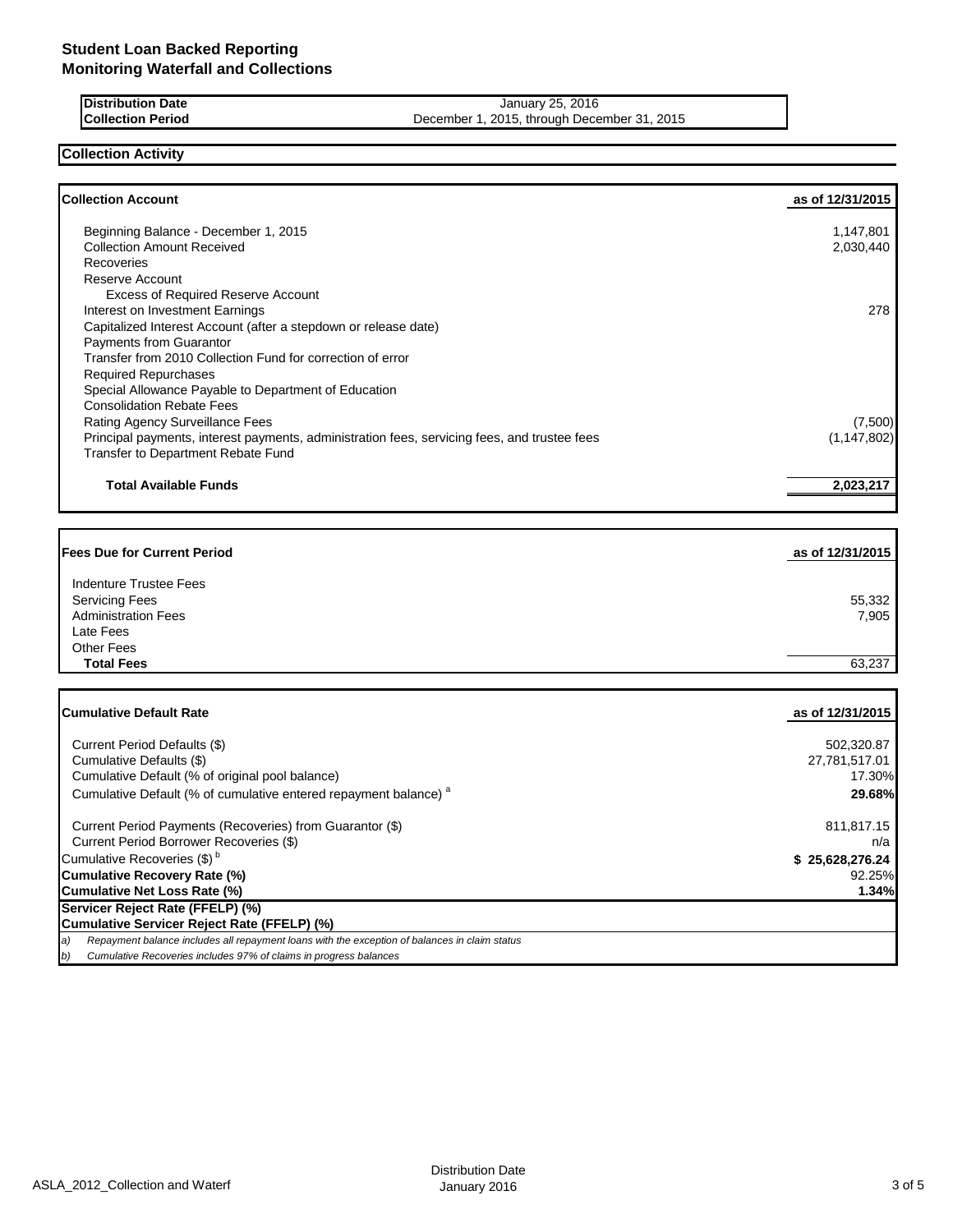# Student Loan Backed Reporting
## Monitoring Waterfall and Collections

| | |
|---|---|
| **Distribution Date** | January 25, 2016 |
| **Collection Period** | December 1, 2015, through December 31, 2015 |

## Collection Activity

| **Collection Account** | **as of 12/31/2015** |
|---|---|
| Beginning Balance - December 1, 2015 | 1,147,801 |
| Collection Amount Received | 2,030,440 |
| Recoveries | |
| Reserve Account | |
| Excess of Required Reserve Account | |
| Interest on Investment Earnings | 278 |
| Capitalized Interest Account (after a stepdown or release date) | |
| Payments from Guarantor | |
| Transfer from 2010 Collection Fund for correction of error | |
| Required Repurchases | |
| Special Allowance Payable to Department of Education | |
| Consolidation Rebate Fees | |
| Rating Agency Surveillance Fees | (7,500) |
| Principal payments, interest payments, administration fees, servicing fees, and trustee fees | (1,147,802) |
| Transfer to Department Rebate Fund | |
| **Total Available Funds** | **2,023,217** |

| **Fees Due for Current Period** | **as of 12/31/2015** |
|---|---|
| Indenture Trustee Fees | |
| Servicing Fees | 55,332 |
| Administration Fees | 7,905 |
| Late Fees | |
| Other Fees | |
| **Total Fees** | 63,237 |

| **Cumulative Default Rate** | **as of 12/31/2015** |
|---|---|
| Current Period Defaults ($) | 502,320.87 |
| Cumulative Defaults ($) | 27,781,517.01 |
| Cumulative Default (% of original pool balance) | 17.30% |
| Cumulative Default (% of cumulative entered repayment balance) [a] | **29.68%** |
| Current Period Payments (Recoveries) from Guarantor ($) | 811,817.15 |
| Current Period Borrower Recoveries ($) | n/a |
| Cumulative Recoveries ($) [b] | **$ 25,628,276.24** |
| **Cumulative Recovery Rate (%)** | 92.25% |
| **Cumulative Net Loss Rate (%)** | **1.34%** |
| **Servicer Reject Rate (FFELP) (%)** | |
| **Cumulative Servicer Reject Rate (FFELP) (%)** | |

*a) Repayment balance includes all repayment loans with the exception of balances in claim status*

*b) Cumulative Recoveries includes 97% of claims in progress balances*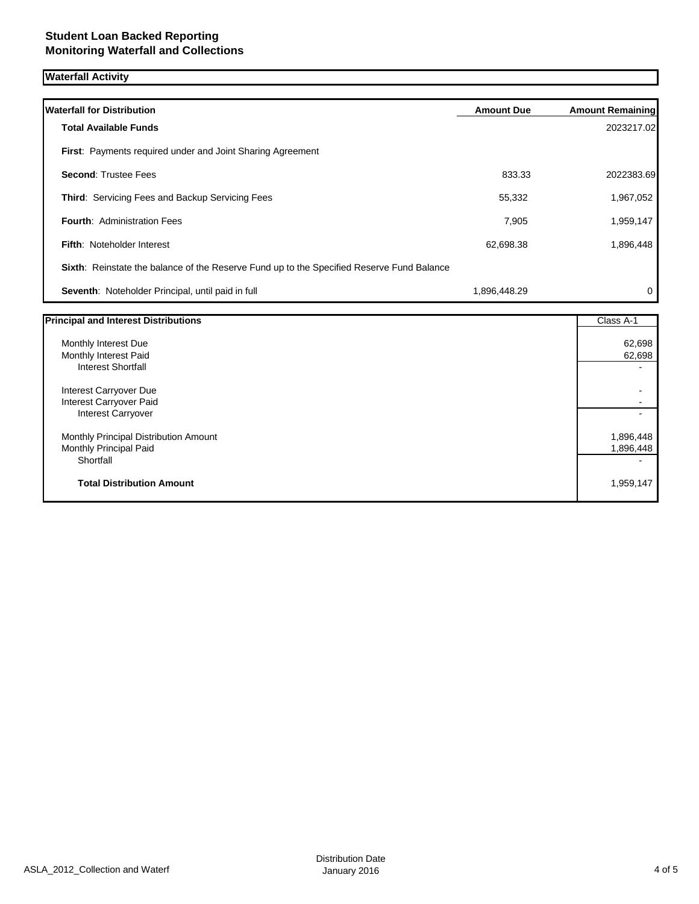**Student Loan Backed Reporting**
**Monitoring Waterfall and Collections**

## Waterfall Activity

| Waterfall for Distribution | Amount Due | Amount Remaining |
|---|---|---|
| **Total Available Funds** | | 2023217.02 |
| **First**: Payments required under and Joint Sharing Agreement | | |
| **Second**: Trustee Fees | 833.33 | 2022383.69 |
| **Third**: Servicing Fees and Backup Servicing Fees | 55,332 | 1,967,052 |
| **Fourth**: Administration Fees | 7,905 | 1,959,147 |
| **Fifth**: Noteholder Interest | 62,698.38 | 1,896,448 |
| **Sixth**: Reinstate the balance of the Reserve Fund up to the Specified Reserve Fund Balance | | |
| **Seventh**: Noteholder Principal, until paid in full | 1,896,448.29 | 0 |

| Principal and Interest Distributions | Class A-1 |
|---|---|
| Monthly Interest Due | 62,698 |
| Monthly Interest Paid | 62,698 |
| Interest Shortfall | - |
| Interest Carryover Due | - |
| Interest Carryover Paid | - |
| Interest Carryover | - |
| Monthly Principal Distribution Amount | 1,896,448 |
| Monthly Principal Paid | 1,896,448 |
| Shortfall | - |
| **Total Distribution Amount** | 1,959,147 |

ASLA_2012_Collection and Waterf

Distribution Date January 2016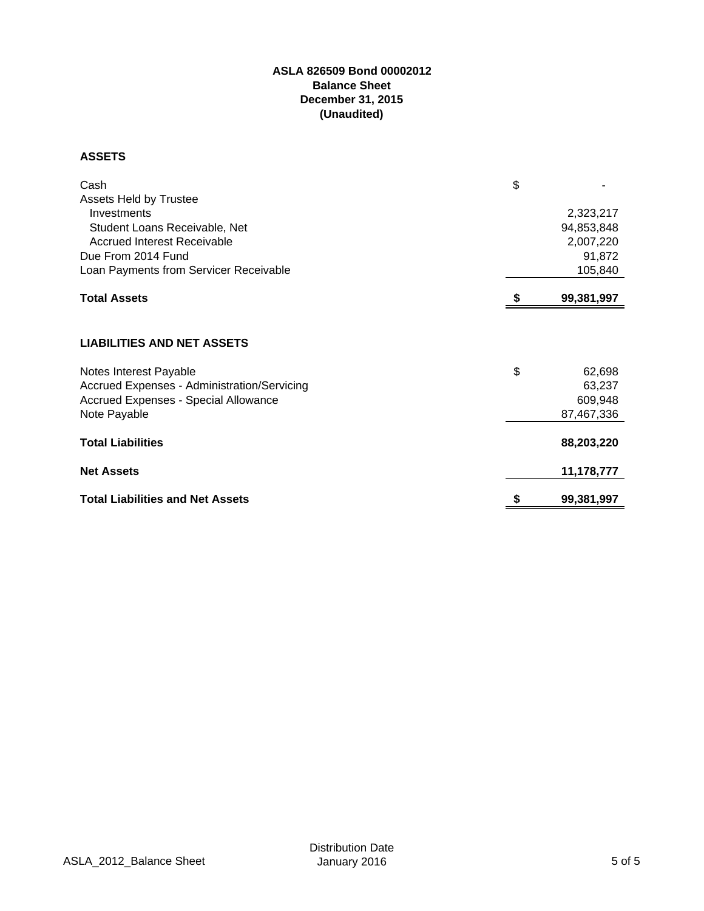**ASLA 826509 Bond 00002012**
**Balance Sheet**
**December 31, 2015**
**(Unaudited)**

| | | |
|---|---|---|
| **ASSETS** | | |
| Cash | $ | - |
| Assets Held by Trustee | | |
| Investments | | 2,323,217 |
| Student Loans Receivable, Net | | 94,853,848 |
| Accrued Interest Receivable | | 2,007,220 |
| Due From 2014 Fund | | 91,872 |
| Loan Payments from Servicer Receivable | | 105,840 |
| **Total Assets** | **$** | **99,381,997** |
| | | |
| **LIABILITIES AND NET ASSETS** | | |
| Notes Interest Payable | $ | 62,698 |
| Accrued Expenses - Administration/Servicing | | 63,237 |
| Accrued Expenses - Special Allowance | | 609,948 |
| Note Payable | | 87,467,336 |
| **Total Liabilities** | | **88,203,220** |
| **Net Assets** | | **11,178,777** |
| **Total Liabilities and Net Assets** | **$** | **99,381,997** |

ASLA_2012_Balance Sheet

Distribution Date
January 2016